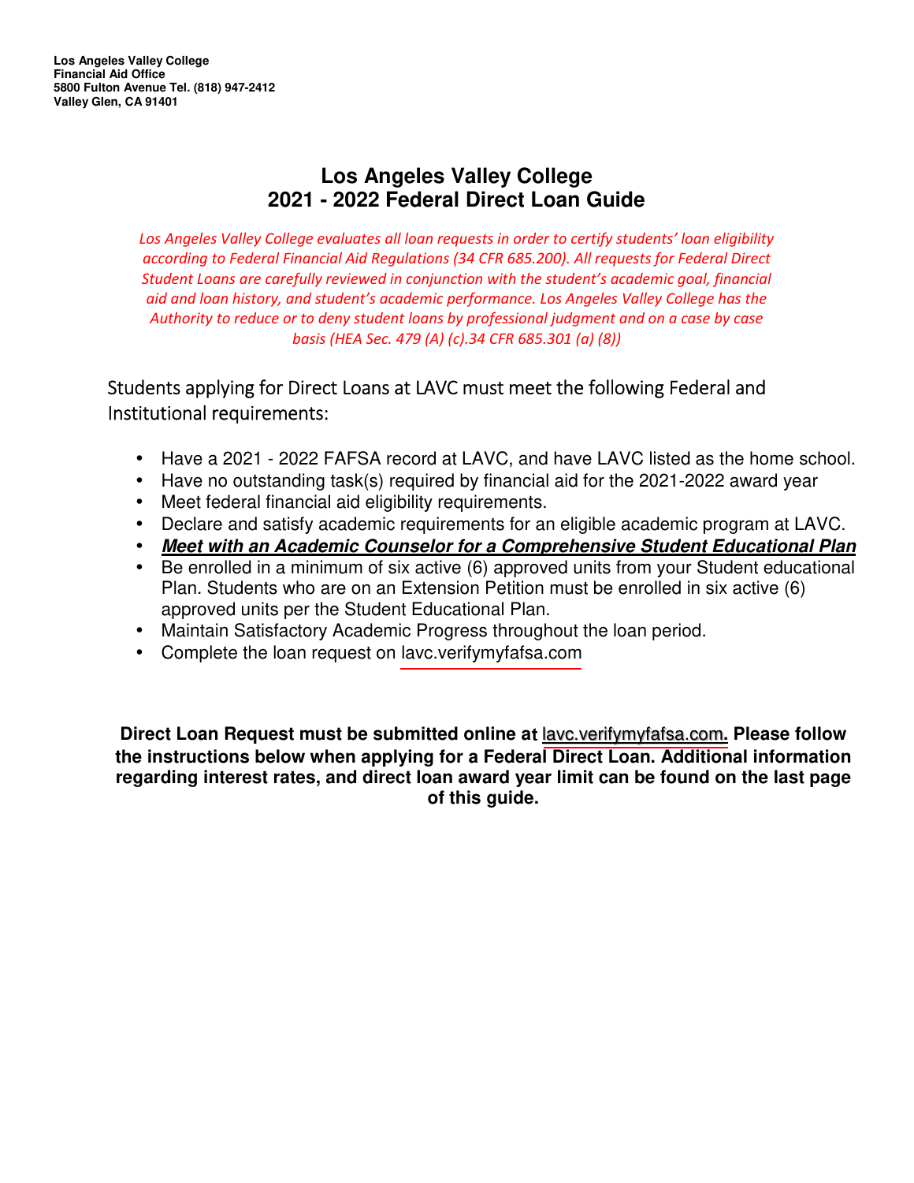**Los Angeles Valley College**
**Financial Aid Office**
**5800 Fulton Avenue Tel. (818) 947-2412**
**Valley Glen, CA 91401**

# Los Angeles Valley College
# 2021 - 2022 Federal Direct Loan Guide

*Los Angeles Valley College evaluates all loan requests in order to certify students' loan eligibility according to Federal Financial Aid Regulations (34 CFR 685.200). All requests for Federal Direct Student Loans are carefully reviewed in conjunction with the student's academic goal, financial aid and loan history, and student's academic performance. Los Angeles Valley College has the Authority to reduce or to deny student loans by professional judgment and on a case by case basis (HEA Sec. 479 (A) (c).34 CFR 685.301 (a) (8))*

Students applying for Direct Loans at LAVC must meet the following Federal and Institutional requirements:

- Have a 2021 - 2022 FAFSA record at LAVC, and have LAVC listed as the home school.
- Have no outstanding task(s) required by financial aid for the 2021-2022 award year
- Meet federal financial aid eligibility requirements.
- Declare and satisfy academic requirements for an eligible academic program at LAVC.
- ***Meet with an Academic Counselor for a Comprehensive Student Educational Plan***
- Be enrolled in a minimum of six active (6) approved units from your Student educational Plan. Students who are on an Extension Petition must be enrolled in six active (6) approved units per the Student Educational Plan.
- Maintain Satisfactory Academic Progress throughout the loan period.
- Complete the loan request on lavc.verifymyfafsa.com

**Direct Loan Request must be submitted online at lavc.verifymyfafsa.com. Please follow the instructions below when applying for a Federal Direct Loan. Additional information regarding interest rates, and direct loan award year limit can be found on the last page of this guide.**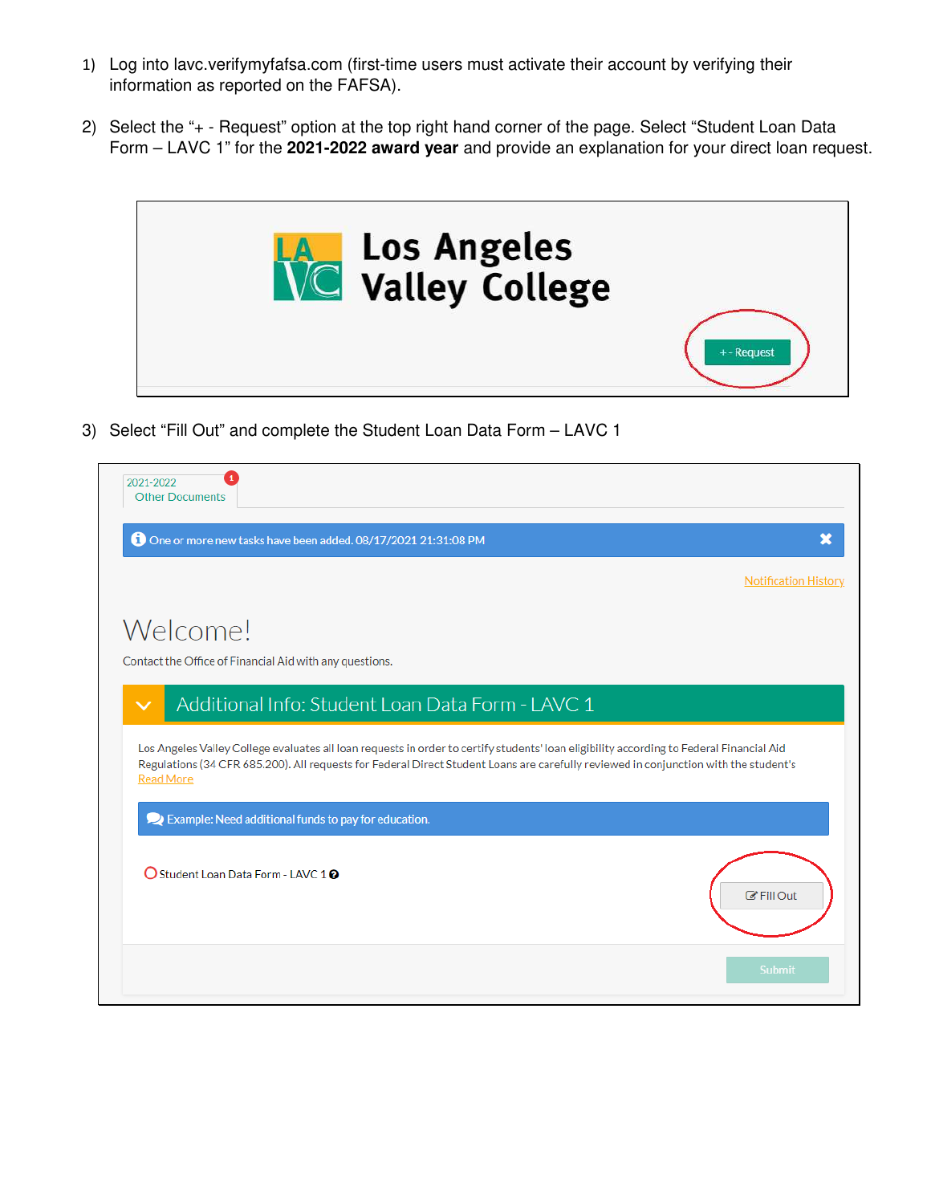1) Log into lavc.verifymyfafsa.com (first-time users must activate their account by verifying their information as reported on the FAFSA).

2) Select the "+ - Request" option at the top right hand corner of the page. Select "Student Loan Data Form – LAVC 1" for the **2021-2022 award year** and provide an explanation for your direct loan request.

Los Angeles Valley College

+ - Request

3) Select "Fill Out" and complete the Student Loan Data Form – LAVC 1

2021-2022
Other Documents

One or more new tasks have been added. 08/17/2021 21:31:08 PM

Notification History

Welcome!

Contact the Office of Financial Aid with any questions.

Additional Info: Student Loan Data Form - LAVC 1

Los Angeles Valley College evaluates all loan requests in order to certify students' loan eligibility according to Federal Financial Aid Regulations (34 CFR 685.200). All requests for Federal Direct Student Loans are carefully reviewed in conjunction with the student's
Read More

Example: Need additional funds to pay for education.

Student Loan Data Form - LAVC 1

Fill Out

Submit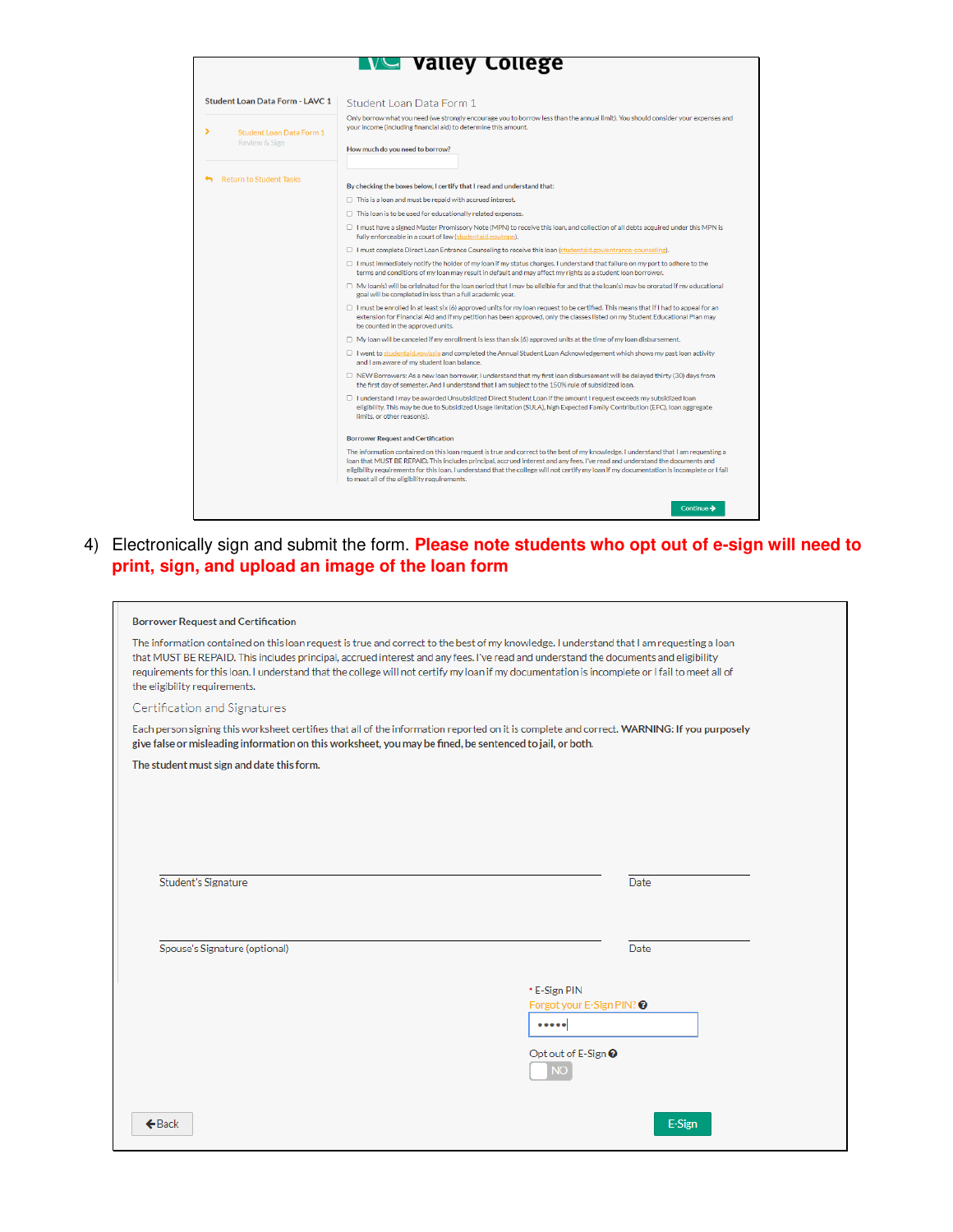Valley College

Student Loan Data Form - LAVC 1

Student Loan Data Form 1
Review & Sign

Return to Student Tasks

## Student Loan Data Form 1

Only borrow what you need (we strongly encourage you to borrow less than the annual limit). You should consider your expenses and your income (including financial aid) to determine this amount.

**How much do you need to borrow?**

**By checking the boxes below, I certify that I read and understand that:**

- ☐ This is a loan and must be repaid with accrued interest.
- ☐ This loan is to be used for educationally related expenses.
- ☐ I must have a signed Master Promissory Note (MPN) to receive this loan, and collection of all debts acquired under this MPN is fully enforceable in a court of law (studentaid.gov/mpn).
- ☐ I must complete Direct Loan Entrance Counseling to receive this loan (studentaid.gov/entrance-counseling).
- ☐ I must immediately notify the holder of my loan if my status changes. I understand that failure on my part to adhere to the terms and conditions of my loan may result in default and may affect my rights as a student loan borrower.
- ☐ My loan(s) will be originated for the loan period that I may be eligible for and that the loan(s) may be prorated if my educational goal will be completed in less than a full academic year.
- ☐ I must be enrolled in at least six (6) approved units for my loan request to be certified. This means that if I had to appeal for an extension for Financial Aid and if my petition has been approved, only the classes listed on my Student Educational Plan may be counted in the approved units.
- ☐ My loan will be canceled if my enrollment is less than six (6) approved units at the time of my loan disbursement.
- ☐ I went to studentaid.gov/asla and completed the Annual Student Loan Acknowledgement which shows my past loan activity and I am aware of my student loan balance.
- ☐ NEW Borrowers: As a new loan borrower, I understand that my first loan disbursement will be delayed thirty (30) days from the first day of semester. And I understand that I am subject to the 150% rule of subsidized loan.
- ☐ I understand I may be awarded Unsubsidized Direct Student Loan if the amount I request exceeds my subsidized loan eligibility. This may be due to Subsidized Usage limitation (SULA), high Expected Family Contribution (EFC), loan aggregate limits, or other reason(s).

**Borrower Request and Certification**

The information contained on this loan request is true and correct to the best of my knowledge. I understand that I am requesting a loan that MUST BE REPAID. This includes principal, accrued interest and any fees. I've read and understand the documents and eligibility requirements for this loan. I understand that the college will not certify my loan if my documentation is incomplete or I fail to meet all of the eligibility requirements.

Continue →

4) Electronically sign and submit the form. **Please note students who opt out of e-sign will need to print, sign, and upload an image of the loan form**

**Borrower Request and Certification**

The information contained on this loan request is true and correct to the best of my knowledge. I understand that I am requesting a loan that MUST BE REPAID. This includes principal, accrued interest and any fees. I've read and understand the documents and eligibility requirements for this loan. I understand that the college will not certify my loan if my documentation is incomplete or I fail to meet all of the eligibility requirements.

Certification and Signatures

Each person signing this worksheet certifies that all of the information reported on it is complete and correct. **WARNING: If you purposely give false or misleading information on this worksheet, you may be fined, be sentenced to jail, or both.**

**The student must sign and date this form.**

Student's Signature ____________________ Date ____________

Spouse's Signature (optional) ____________________ Date ____________

\* E-Sign PIN
Forgot your E-Sign PIN?

Opt out of E-Sign
NO

Back | E-Sign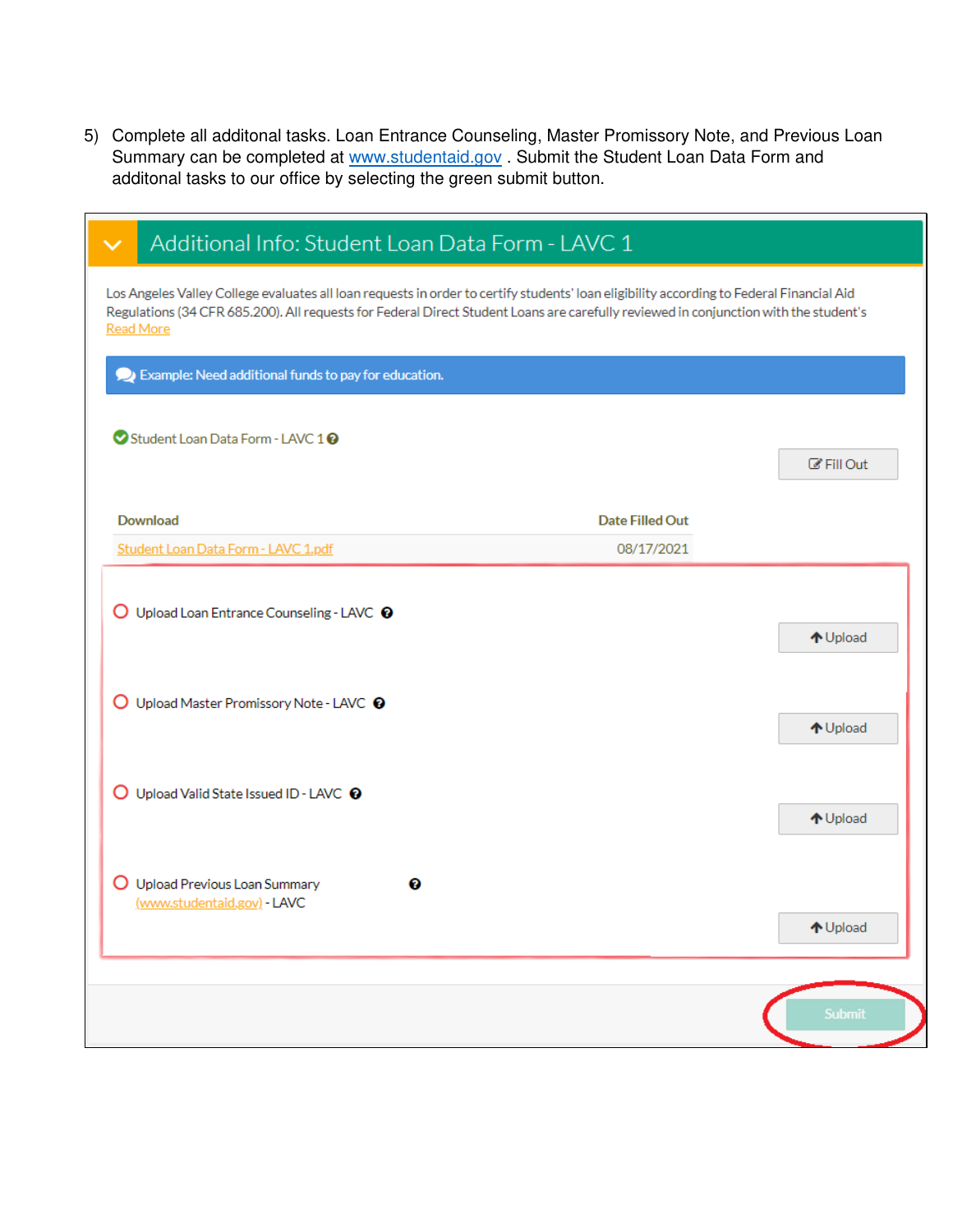5) Complete all additonal tasks. Loan Entrance Counseling, Master Promissory Note, and Previous Loan Summary can be completed at [www.studentaid.gov](http://www.studentaid.gov) . Submit the Student Loan Data Form and additonal tasks to our office by selecting the green submit button.

## Additional Info: Student Loan Data Form - LAVC 1

Los Angeles Valley College evaluates all loan requests in order to certify students' loan eligibility according to Federal Financial Aid Regulations (34 CFR 685.200). All requests for Federal Direct Student Loans are carefully reviewed in conjunction with the student's Read More

Example: Need additional funds to pay for education.

Student Loan Data Form - LAVC 1

Fill Out

| Download | Date Filled Out |
| --- | --- |
| Student Loan Data Form - LAVC 1.pdf | 08/17/2021 |

Upload Loan Entrance Counseling - LAVC

Upload

Upload Master Promissory Note - LAVC

Upload

Upload Valid State Issued ID - LAVC

Upload

Upload Previous Loan Summary (www.studentaid.gov) - LAVC

Upload

Submit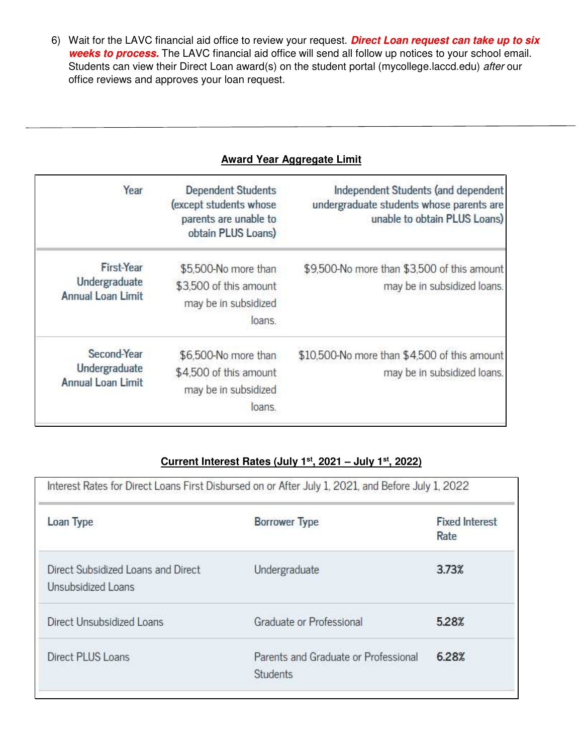6) Wait for the LAVC financial aid office to review your request. ***Direct Loan request can take up to six weeks to process.*** The LAVC financial aid office will send all follow up notices to your school email. Students can view their Direct Loan award(s) on the student portal (mycollege.laccd.edu) *after* our office reviews and approves your loan request.

---

**Award Year Aggregate Limit**

| Year | Dependent Students (except students whose parents are unable to obtain PLUS Loans) | Independent Students (and dependent undergraduate students whose parents are unable to obtain PLUS Loans) |
|---|---|---|
| First-Year Undergraduate Annual Loan Limit | $5,500-No more than $3,500 of this amount may be in subsidized loans. | $9,500-No more than $3,500 of this amount may be in subsidized loans. |
| Second-Year Undergraduate Annual Loan Limit | $6,500-No more than $4,500 of this amount may be in subsidized loans. | $10,500-No more than $4,500 of this amount may be in subsidized loans. |

**Current Interest Rates (July 1st, 2021 – July 1st, 2022)**

Interest Rates for Direct Loans First Disbursed on or After July 1, 2021, and Before July 1, 2022

| Loan Type | Borrower Type | Fixed Interest Rate |
|---|---|---|
| Direct Subsidized Loans and Direct Unsubsidized Loans | Undergraduate | 3.73% |
| Direct Unsubsidized Loans | Graduate or Professional | 5.28% |
| Direct PLUS Loans | Parents and Graduate or Professional Students | 6.28% |